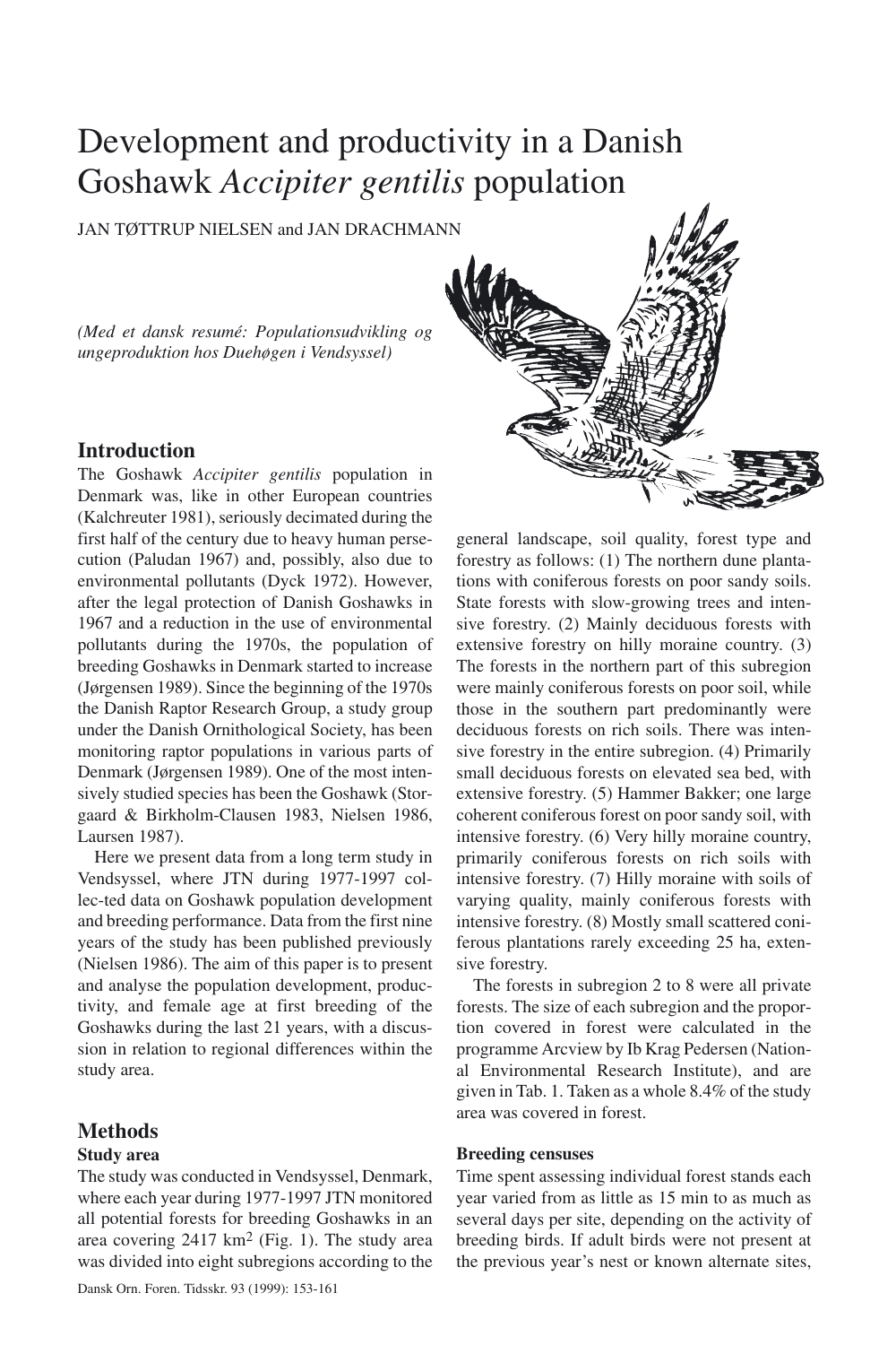# Development and productivity in a Danish Goshawk *Accipiter gentilis* population

JAN TØTTRUP NIELSEN and JAN DRACHMANN

*(Med et dansk resumé: Populationsudvikling og ungeproduktion hos Duehøgen i Vendsyssel)*

## Introduction

The Goshawk *Accipiter gentilis* population in Denmark was, like in other European countries (Kalchreuter 1981), seriously decimated during the first half of the century due to heavy human persecution (Paludan 1967) and, possibly, also due to environmental pollutants (Dyck 1972). However, after the legal protection of Danish Goshawks in 1967 and a reduction in the use of environmental pollutants during the 1970s, the population of breeding Goshawks in Denmark started to increase (Jørgensen 1989). Since the beginning of the 1970s the Danish Raptor Research Group, a study group under the Danish Ornithological Society, has been monitoring raptor populations in various parts of Denmark (Jørgensen 1989). One of the most intensively studied species has been the Goshawk (Storgaard & Birkholm-Clausen 1983, Nielsen 1986, Laursen 1987).

Here we present data from a long term study in Vendsyssel, where JTN during 1977-1997 collec-ted data on Goshawk population development and breeding performance. Data from the first nine years of the study has been published previously (Nielsen 1986). The aim of this paper is to present and analyse the population development, productivity, and female age at first breeding of the Goshawks during the last 21 years, with a discussion in relation to regional differences within the study area.

## Methods

### Study area

The study was conducted in Vendsyssel, Denmark, where each year during 1977-1997 JTN monitored all potential forests for breeding Goshawks in an area covering 2417 km$^2$ (Fig. 1). The study area was divided into eight subregions according to the general landscape, soil quality, forest type and forestry as follows: (1) The northern dune plantations with coniferous forests on poor sandy soils. State forests with slow-growing trees and intensive forestry. (2) Mainly deciduous forests with extensive forestry on hilly moraine country. (3) The forests in the northern part of this subregion were mainly coniferous forests on poor soil, while those in the southern part predominantly were deciduous forests on rich soils. There was intensive forestry in the entire subregion. (4) Primarily small deciduous forests on elevated sea bed, with extensive forestry. (5) Hammer Bakker; one large coherent coniferous forest on poor sandy soil, with intensive forestry. (6) Very hilly moraine country, primarily coniferous forests on rich soils with intensive forestry. (7) Hilly moraine with soils of varying quality, mainly coniferous forests with intensive forestry. (8) Mostly small scattered coniferous plantations rarely exceeding 25 ha, extensive forestry.

The forests in subregion 2 to 8 were all private forests. The size of each subregion and the proportion covered in forest were calculated in the programme Arcview by Ib Krag Pedersen (National Environmental Research Institute), and are given in Tab. 1. Taken as a whole 8.4% of the study area was covered in forest.

#### Breeding censuses

Time spent assessing individual forest stands each year varied from as little as 15 min to as much as several days per site, depending on the activity of breeding birds. If adult birds were not present at the previous year's nest or known alternate sites,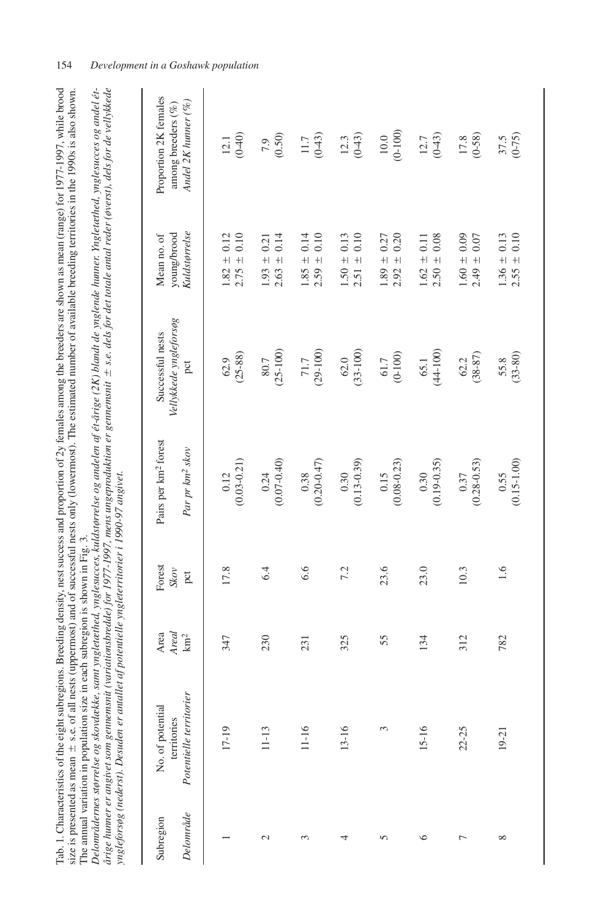Tab. 1. Characteristics of the eight subregions. Breeding density, nest success and proportion of 2y females among the breeders are shown as mean (range) for 1977-1997, while brood size is presented as mean ± s.e. of all nests (uppermost) and of successful nests only (lowermost). The estimated number of available breeding territories in the 1990s is also shown. The annual variation in population size in each subregion is shown in Fig. 3.

*Delområdernes størrelse og skovdække, samt yngletæthed, ynglesucces, kuldstørrelse og andelen af ét-årige (2K) blandt de ynglende hunner. Yngletæthed, ynglesucces og andel ét-årige hunner er angivet som gennemsnit (variationsbredde) for 1977-1997, mens ungeproduktion er gennemsnit ± s.e. dels for det totale antal reder (øverst), dels for de vellykkede yngleforsøg (nederst). Desuden er antallet af potentielle yngleterritorier i 1990-97 angivet.*

| Subregion *Delområde* | No. of potential territories *Potentielle territorier* | Area *Areal* km² | Forest *Skov* pct | Pairs per km² forest *Par pr km² skov* | Successful nests *Vellykkede yngleforsøg* pct | Mean no. of young/brood *Kuldstørrelse* | Proportion 2K females among breeders (%) *Andel 2K hunner (%)* |
|---|---|---|---|---|---|---|---|
| 1 | 17-19 | 347 | 17.8 | 0.12 (0.03-0.21) | 62.9 (25-88) | 1.82 ± 0.12<br>2.75 ± 0.10 | 12.1 (0-40) |
| 2 | 11-13 | 230 | 6.4 | 0.24 (0.07-0.40) | 80.7 (25-100) | 1.93 ± 0.21<br>2.63 ± 0.14 | 7.9 (0.50) |
| 3 | 11-16 | 231 | 6.6 | 0.38 (0.20-0.47) | 71.7 (29-100) | 1.85 ± 0.14<br>2.59 ± 0.10 | 11.7 (0-43) |
| 4 | 13-16 | 325 | 7.2 | 0.30 (0.13-0.39) | 62.0 (33-100) | 1.50 ± 0.13<br>2.51 ± 0.10 | 12.3 (0-43) |
| 5 | 3 | 55 | 23.6 | 0.15 (0.08-0.23) | 61.7 (0-100) | 1.89 ± 0.27<br>2.92 ± 0.20 | 10.0 (0-100) |
| 6 | 15-16 | 134 | 23.0 | 0.30 (0.19-0.35) | 65.1 (44-100) | 1.62 ± 0.11<br>2.50 ± 0.08 | 12.7 (0-43) |
| 7 | 22-25 | 312 | 10.3 | 0.37 (0.28-0.53) | 62.2 (38-87) | 1.60 ± 0.09<br>2.49 ± 0.07 | 17.8 (0-58) |
| 8 | 19-21 | 782 | 1.6 | 0.55 (0.15-1.00) | 55.8 (33-80) | 1.36 ± 0.13<br>2.55 ± 0.10 | 37.5 (0-75) |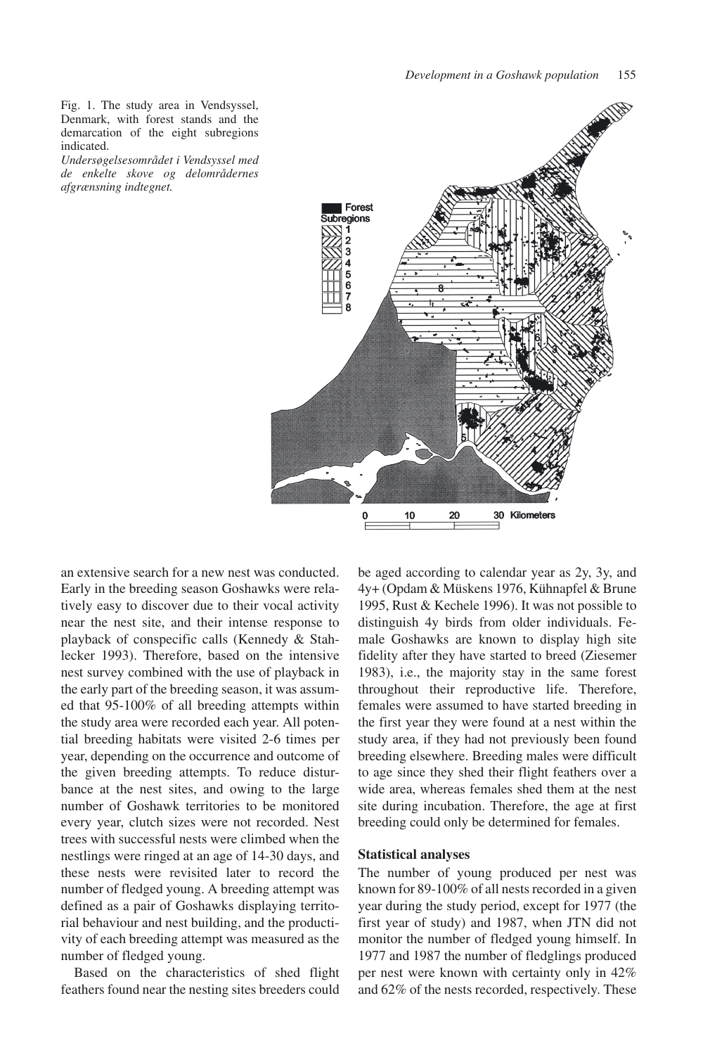Fig. 1. The study area in Vendsyssel, Denmark, with forest stands and the demarcation of the eight subregions indicated.
*Undersøgelsesområdet i Vendsyssel med de enkelte skove og delområdernes afgrænsning indtegnet.*

an extensive search for a new nest was conducted. Early in the breeding season Goshawks were relatively easy to discover due to their vocal activity near the nest site, and their intense response to playback of conspecific calls (Kennedy & Stahlecker 1993). Therefore, based on the intensive nest survey combined with the use of playback in the early part of the breeding season, it was assumed that 95-100% of all breeding attempts within the study area were recorded each year. All potential breeding habitats were visited 2-6 times per year, depending on the occurrence and outcome of the given breeding attempts. To reduce disturbance at the nest sites, and owing to the large number of Goshawk territories to be monitored every year, clutch sizes were not recorded. Nest trees with successful nests were climbed when the nestlings were ringed at an age of 14-30 days, and these nests were revisited later to record the number of fledged young. A breeding attempt was defined as a pair of Goshawks displaying territorial behaviour and nest building, and the productivity of each breeding attempt was measured as the number of fledged young.

Based on the characteristics of shed flight feathers found near the nesting sites breeders could be aged according to calendar year as 2y, 3y, and 4y+ (Opdam & Müskens 1976, Kühnapfel & Brune 1995, Rust & Kechele 1996). It was not possible to distinguish 4y birds from older individuals. Female Goshawks are known to display high site fidelity after they have started to breed (Ziesemer 1983), i.e., the majority stay in the same forest throughout their reproductive life. Therefore, females were assumed to have started breeding in the first year they were found at a nest within the study area, if they had not previously been found breeding elsewhere. Breeding males were difficult to age since they shed their flight feathers over a wide area, whereas females shed them at the nest site during incubation. Therefore, the age at first breeding could only be determined for females.

### Statistical analyses

The number of young produced per nest was known for 89-100% of all nests recorded in a given year during the study period, except for 1977 (the first year of study) and 1987, when JTN did not monitor the number of fledged young himself. In 1977 and 1987 the number of fledglings produced per nest were known with certainty only in 42% and 62% of the nests recorded, respectively. These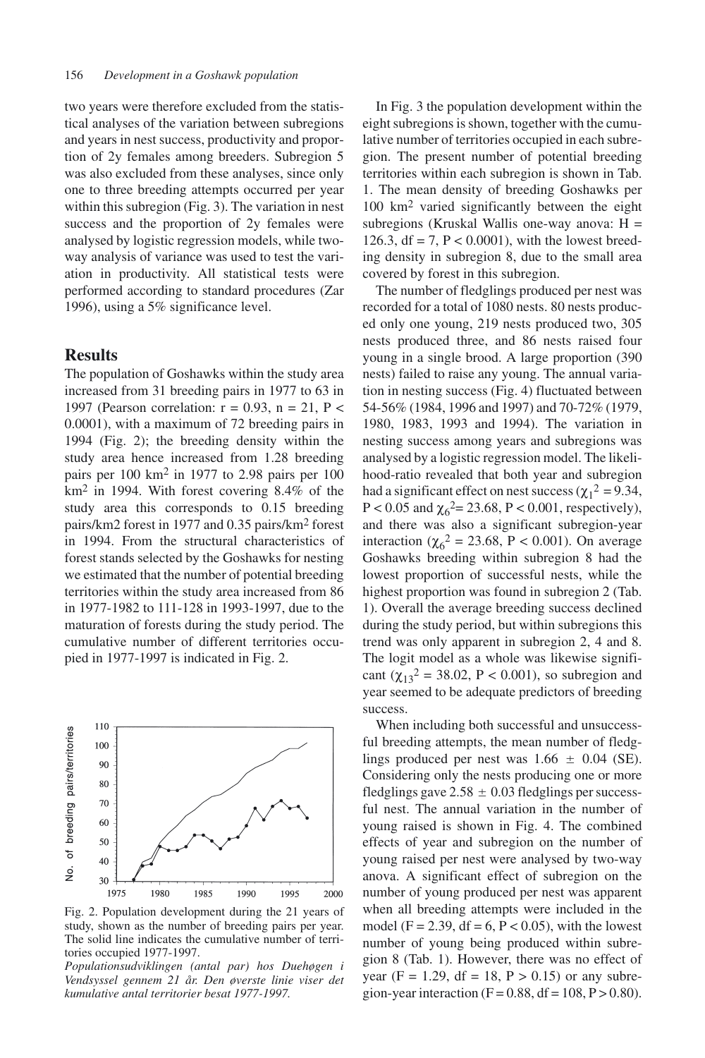two years were therefore excluded from the statistical analyses of the variation between subregions and years in nest success, productivity and proportion of 2y females among breeders. Subregion 5 was also excluded from these analyses, since only one to three breeding attempts occurred per year within this subregion (Fig. 3). The variation in nest success and the proportion of 2y females were analysed by logistic regression models, while two-way analysis of variance was used to test the variation in productivity. All statistical tests were performed according to standard procedures (Zar 1996), using a 5% significance level.

## Results

The population of Goshawks within the study area increased from 31 breeding pairs in 1977 to 63 in 1997 (Pearson correlation: $r = 0.93$, $n = 21$, $P < 0.0001$), with a maximum of 72 breeding pairs in 1994 (Fig. 2); the breeding density within the study area hence increased from 1.28 breeding pairs per 100 km$^2$ in 1977 to 2.98 pairs per 100 km$^2$ in 1994. With forest covering 8.4% of the study area this corresponds to 0.15 breeding pairs/km2 forest in 1977 and 0.35 pairs/km$^2$ forest in 1994. From the structural characteristics of forest stands selected by the Goshawks for nesting we estimated that the number of potential breeding territories within the study area increased from 86 in 1977-1982 to 111-128 in 1993-1997, due to the maturation of forests during the study period. The cumulative number of different territories occupied in 1977-1997 is indicated in Fig. 2.

Fig. 2. Population development during the 21 years of study, shown as the number of breeding pairs per year. The solid line indicates the cumulative number of territories occupied 1977-1997.

*Populationsudviklingen (antal par) hos Duehøgen i Vendsyssel gennem 21 år. Den øverste linie viser det kumulative antal territorier besat 1977-1997.*

In Fig. 3 the population development within the eight subregions is shown, together with the cumulative number of territories occupied in each subregion. The present number of potential breeding territories within each subregion is shown in Tab. 1. The mean density of breeding Goshawks per 100 km$^2$ varied significantly between the eight subregions (Kruskal Wallis one-way anova: $H = 126.3$, $df = 7$, $P < 0.0001$), with the lowest breeding density in subregion 8, due to the small area covered by forest in this subregion.

The number of fledglings produced per nest was recorded for a total of 1080 nests. 80 nests produced only one young, 219 nests produced two, 305 nests produced three, and 86 nests raised four young in a single brood. A large proportion (390 nests) failed to raise any young. The annual variation in nesting success (Fig. 4) fluctuated between 54-56% (1984, 1996 and 1997) and 70-72% (1979, 1980, 1983, 1993 and 1994). The variation in nesting success among years and subregions was analysed by a logistic regression model. The likelihood-ratio revealed that both year and subregion had a significant effect on nest success ($\chi_1^2 = 9.34$, $P < 0.05$ and $\chi_6^2 = 23.68$, $P < 0.001$, respectively), and there was also a significant subregion-year interaction ($\chi_6^2 = 23.68$, $P < 0.001$). On average Goshawks breeding within subregion 8 had the lowest proportion of successful nests, while the highest proportion was found in subregion 2 (Tab. 1). Overall the average breeding success declined during the study period, but within subregions this trend was only apparent in subregion 2, 4 and 8. The logit model as a whole was likewise significant ($\chi_{13}^2 = 38.02$, $P < 0.001$), so subregion and year seemed to be adequate predictors of breeding success.

When including both successful and unsuccessful breeding attempts, the mean number of fledglings produced per nest was $1.66 \pm 0.04$ (SE). Considering only the nests producing one or more fledglings gave $2.58 \pm 0.03$ fledglings per successful nest. The annual variation in the number of young raised is shown in Fig. 4. The combined effects of year and subregion on the number of young raised per nest were analysed by two-way anova. A significant effect of subregion on the number of young produced per nest was apparent when all breeding attempts were included in the model ($F = 2.39$, $df = 6$, $P < 0.05$), with the lowest number of young being produced within subregion 8 (Tab. 1). However, there was no effect of year ($F = 1.29$, $df = 18$, $P > 0.15$) or any subregion-year interaction ($F = 0.88$, $df = 108$, $P > 0.80$).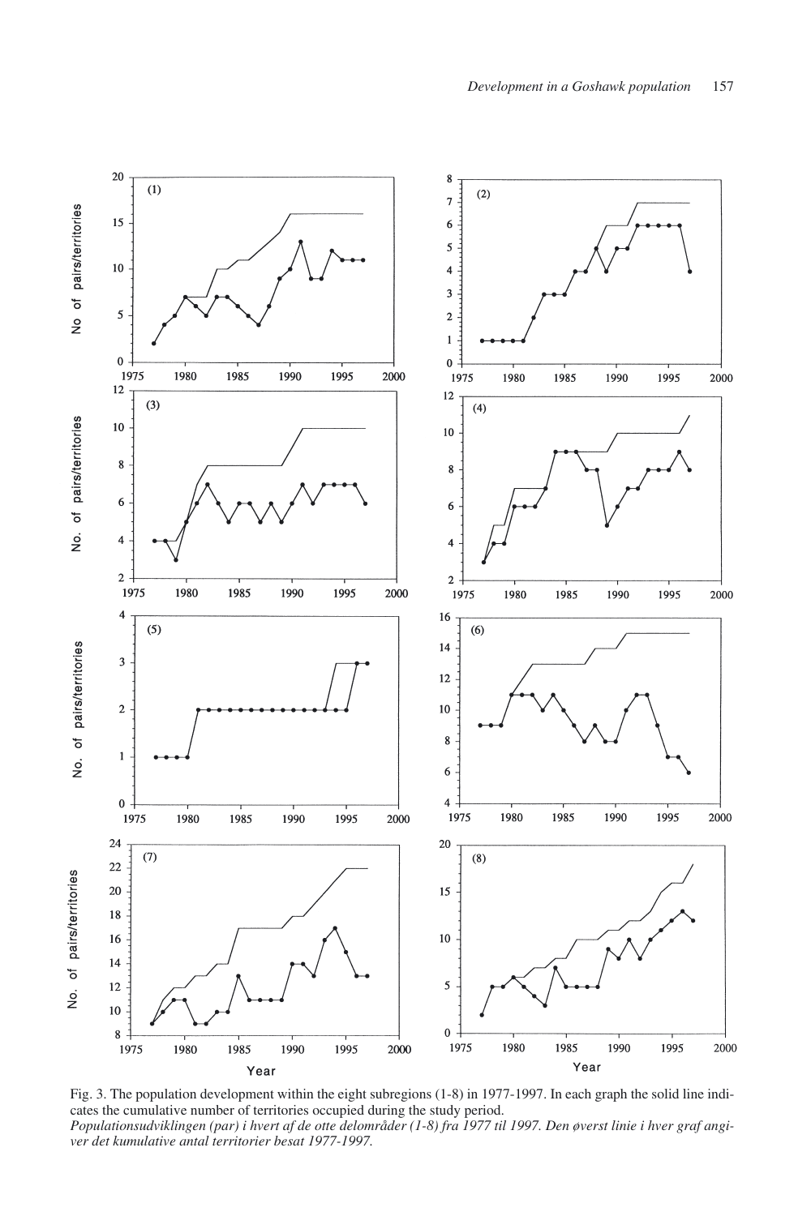Fig. 3. The population development within the eight subregions (1-8) in 1977-1997. In each graph the solid line indicates the cumulative number of territories occupied during the study period.

*Populationsudviklingen (par) i hvert af de otte delområder (1-8) fra 1977 til 1997. Den øverst linie i hver graf angiver det kumulative antal territorier besat 1977-1997.*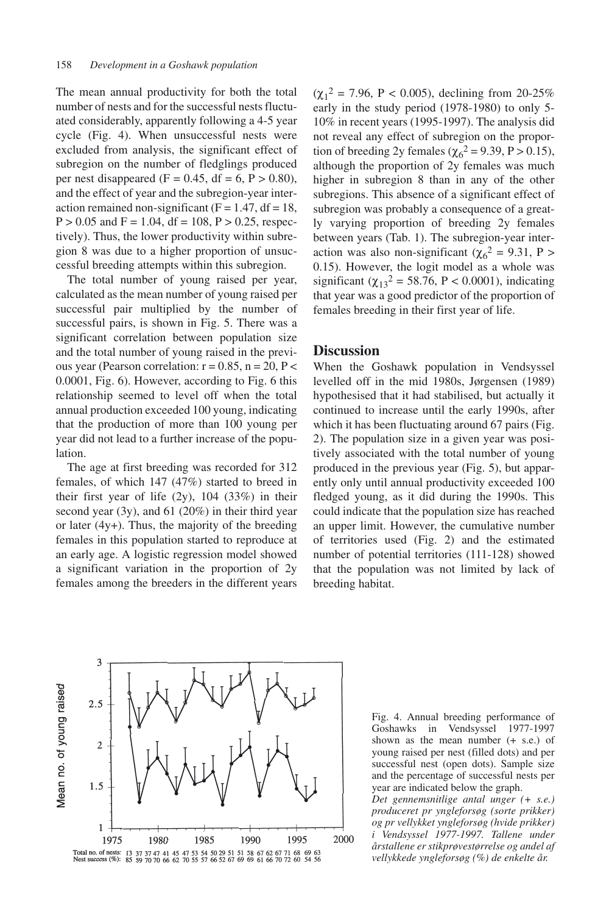The mean annual productivity for both the total number of nests and for the successful nests fluctuated considerably, apparently following a 4-5 year cycle (Fig. 4). When unsuccessful nests were excluded from analysis, the significant effect of subregion on the number of fledglings produced per nest disappeared ($F = 0.45$, $df = 6$, $P > 0.80$), and the effect of year and the subregion-year interaction remained non-significant ($F = 1.47$, $df = 18$, $P > 0.05$ and $F = 1.04$, $df = 108$, $P > 0.25$, respectively). Thus, the lower productivity within subregion 8 was due to a higher proportion of unsuccessful breeding attempts within this subregion.

The total number of young raised per year, calculated as the mean number of young raised per successful pair multiplied by the number of successful pairs, is shown in Fig. 5. There was a significant correlation between population size and the total number of young raised in the previous year (Pearson correlation: $r = 0.85$, $n = 20$, $P < 0.0001$, Fig. 6). However, according to Fig. 6 this relationship seemed to level off when the total annual production exceeded 100 young, indicating that the production of more than 100 young per year did not lead to a further increase of the population.

The age at first breeding was recorded for 312 females, of which 147 (47%) started to breed in their first year of life (2y), 104 (33%) in their second year (3y), and 61 (20%) in their third year or later (4y+). Thus, the majority of the breeding females in this population started to reproduce at an early age. A logistic regression model showed a significant variation in the proportion of 2y females among the breeders in the different years ($\chi_1^2 = 7.96$, $P < 0.005$), declining from 20-25% early in the study period (1978-1980) to only 5-10% in recent years (1995-1997). The analysis did not reveal any effect of subregion on the proportion of breeding 2y females ($\chi_6^2 = 9.39$, $P > 0.15$), although the proportion of 2y females was much higher in subregion 8 than in any of the other subregions. This absence of a significant effect of subregion was probably a consequence of a greatly varying proportion of breeding 2y females between years (Tab. 1). The subregion-year interaction was also non-significant ($\chi_6^2 = 9.31$, $P > 0.15$). However, the logit model as a whole was significant ($\chi_{13}^2 = 58.76$, $P < 0.0001$), indicating that year was a good predictor of the proportion of females breeding in their first year of life.

## Discussion

When the Goshawk population in Vendsyssel levelled off in the mid 1980s, Jørgensen (1989) hypothesised that it had stabilised, but actually it continued to increase until the early 1990s, after which it has been fluctuating around 67 pairs (Fig. 2). The population size in a given year was positively associated with the total number of young produced in the previous year (Fig. 5), but apparently only until annual productivity exceeded 100 fledged young, as it did during the 1990s. This could indicate that the population size has reached an upper limit. However, the cumulative number of territories used (Fig. 2) and the estimated number of potential territories (111-128) showed that the population was not limited by lack of breeding habitat.

Total no. of nests: 13 37 37 47 41 45 47 53 54 50 29 51 51 58 67 62 67 71 68 69 63
Nest success (%): 85 59 70 70 66 62 70 55 57 66 52 67 69 69 61 66 70 72 60 54 56

Fig. 4. Annual breeding performance of Goshawks in Vendsyssel 1977-1997 shown as the mean number (+ s.e.) of young raised per nest (filled dots) and per successful nest (open dots). Sample size and the percentage of successful nests per year are indicated below the graph.

*Det gennemsnitlige antal unger (+ s.e.) produceret pr yngleforsøg (sorte prikker) og pr vellykket yngleforsøg (hvide prikker) i Vendsyssel 1977-1997. Tallene under årstallene er stikprøvestørrelse og andel af vellykkede yngleforsøg (%) de enkelte år.*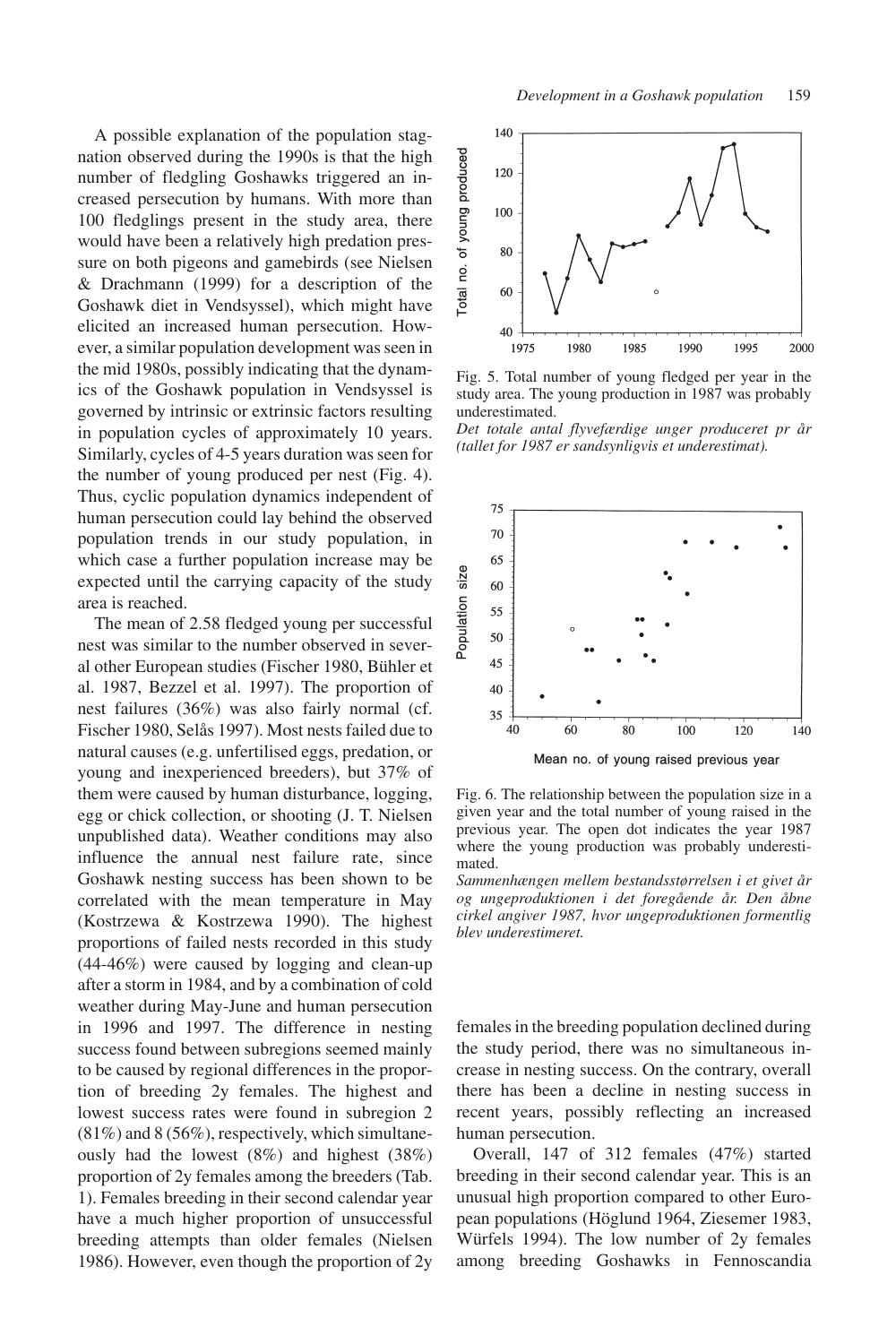A possible explanation of the population stagnation observed during the 1990s is that the high number of fledgling Goshawks triggered an increased persecution by humans. With more than 100 fledglings present in the study area, there would have been a relatively high predation pressure on both pigeons and gamebirds (see Nielsen & Drachmann (1999) for a description of the Goshawk diet in Vendsyssel), which might have elicited an increased human persecution. However, a similar population development was seen in the mid 1980s, possibly indicating that the dynamics of the Goshawk population in Vendsyssel is governed by intrinsic or extrinsic factors resulting in population cycles of approximately 10 years. Similarly, cycles of 4-5 years duration was seen for the number of young produced per nest (Fig. 4). Thus, cyclic population dynamics independent of human persecution could lay behind the observed population trends in our study population, in which case a further population increase may be expected until the carrying capacity of the study area is reached.

The mean of 2.58 fledged young per successful nest was similar to the number observed in several other European studies (Fischer 1980, Bühler et al. 1987, Bezzel et al. 1997). The proportion of nest failures (36%) was also fairly normal (cf. Fischer 1980, Selås 1997). Most nests failed due to natural causes (e.g. unfertilised eggs, predation, or young and inexperienced breeders), but 37% of them were caused by human disturbance, logging, egg or chick collection, or shooting (J. T. Nielsen unpublished data). Weather conditions may also influence the annual nest failure rate, since Goshawk nesting success has been shown to be correlated with the mean temperature in May (Kostrzewa & Kostrzewa 1990). The highest proportions of failed nests recorded in this study (44-46%) were caused by logging and clean-up after a storm in 1984, and by a combination of cold weather during May-June and human persecution in 1996 and 1997. The difference in nesting success found between subregions seemed mainly to be caused by regional differences in the proportion of breeding 2y females. The highest and lowest success rates were found in subregion 2 (81%) and 8 (56%), respectively, which simultaneously had the lowest (8%) and highest (38%) proportion of 2y females among the breeders (Tab. 1). Females breeding in their second calendar year have a much higher proportion of unsuccessful breeding attempts than older females (Nielsen 1986). However, even though the proportion of 2y females in the breeding population declined during the study period, there was no simultaneous increase in nesting success. On the contrary, overall there has been a decline in nesting success in recent years, possibly reflecting an increased human persecution.

Overall, 147 of 312 females (47%) started breeding in their second calendar year. This is an unusual high proportion compared to other European populations (Höglund 1964, Ziesemer 1983, Würfels 1994). The low number of 2y females among breeding Goshawks in Fennoscandia

Fig. 5. Total number of young fledged per year in the study area. The young production in 1987 was probably underestimated.
*Det totale antal flyvefærdige unger produceret pr år (tallet for 1987 er sandsynligvis et underestimat).*

Fig. 6. The relationship between the population size in a given year and the total number of young raised in the previous year. The open dot indicates the year 1987 where the young production was probably underestimated.
*Sammenhængen mellem bestandsstørrelsen i et givet år og ungeproduktionen i det foregående år. Den åbne cirkel angiver 1987, hvor ungeproduktionen formentlig blev underestimeret.*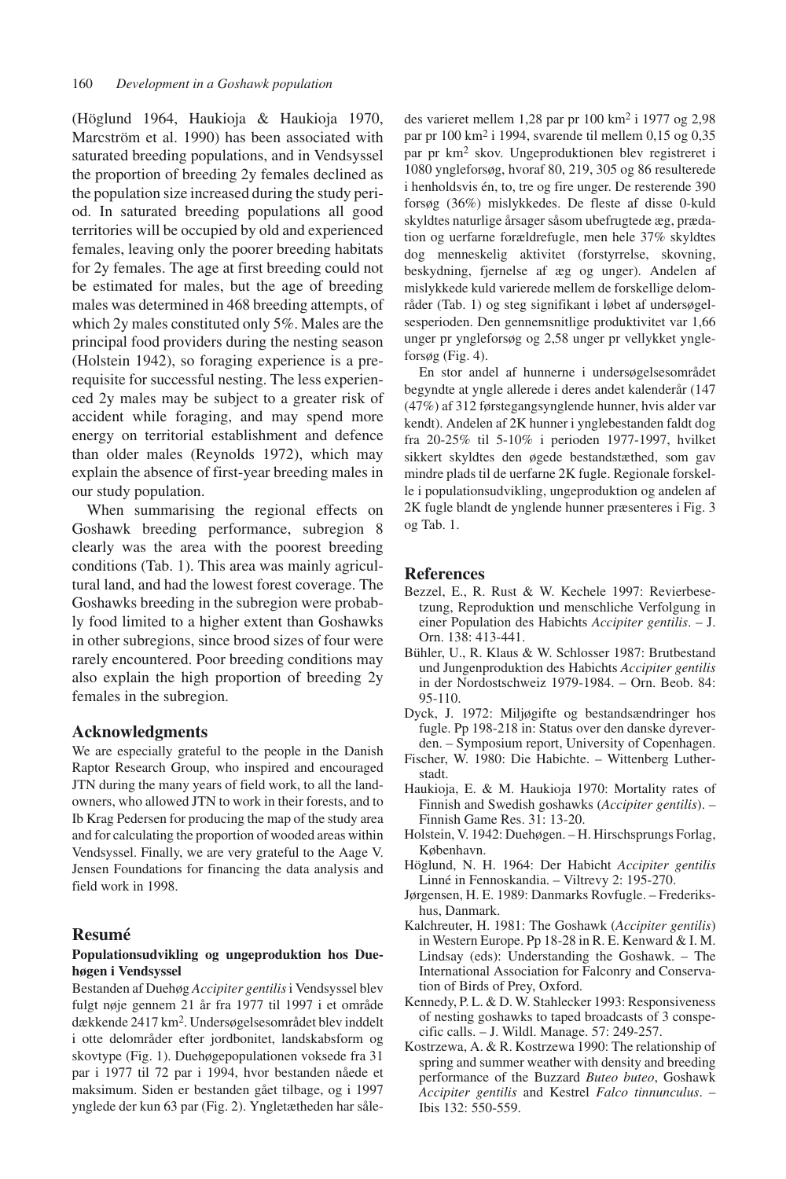(Höglund 1964, Haukioja & Haukioja 1970, Marcström et al. 1990) has been associated with saturated breeding populations, and in Vendsyssel the proportion of breeding 2y females declined as the population size increased during the study period. In saturated breeding populations all good territories will be occupied by old and experienced females, leaving only the poorer breeding habitats for 2y females. The age at first breeding could not be estimated for males, but the age of breeding males was determined in 468 breeding attempts, of which 2y males constituted only 5%. Males are the principal food providers during the nesting season (Holstein 1942), so foraging experience is a prerequisite for successful nesting. The less experienced 2y males may be subject to a greater risk of accident while foraging, and may spend more energy on territorial establishment and defence than older males (Reynolds 1972), which may explain the absence of first-year breeding males in our study population.

When summarising the regional effects on Goshawk breeding performance, subregion 8 clearly was the area with the poorest breeding conditions (Tab. 1). This area was mainly agricultural land, and had the lowest forest coverage. The Goshawks breeding in the subregion were probably food limited to a higher extent than Goshawks in other subregions, since brood sizes of four were rarely encountered. Poor breeding conditions may also explain the high proportion of breeding 2y females in the subregion.

## Acknowledgments

We are especially grateful to the people in the Danish Raptor Research Group, who inspired and encouraged JTN during the many years of field work, to all the landowners, who allowed JTN to work in their forests, and to Ib Krag Pedersen for producing the map of the study area and for calculating the proportion of wooded areas within Vendsyssel. Finally, we are very grateful to the Aage V. Jensen Foundations for financing the data analysis and field work in 1998.

## Resumé

### Populationsudvikling og ungeproduktion hos Duehøgen i Vendsyssel

Bestanden af Duehøg *Accipiter gentilis* i Vendsyssel blev fulgt nøje gennem 21 år fra 1977 til 1997 i et område dækkende 2417 km$^2$. Undersøgelsesområdet blev inddelt i otte delområder efter jordbonitet, landskabsform og skovtype (Fig. 1). Duehøgepopulationen voksede fra 31 par i 1977 til 72 par i 1994, hvor bestanden nåede et maksimum. Siden er bestanden gået tilbage, og i 1997 ynglede der kun 63 par (Fig. 2). Yngletætheden har således varieret mellem 1,28 par pr 100 km$^2$ i 1977 og 2,98 par pr 100 km$^2$ i 1994, svarende til mellem 0,15 og 0,35 par pr km$^2$ skov. Ungeproduktionen blev registreret i 1080 yngleforsøg, hvoraf 80, 219, 305 og 86 resulterede i henholdsvis én, to, tre og fire unger. De resterende 390 forsøg (36%) mislykkedes. De fleste af disse 0-kuld skyldtes naturlige årsager såsom ubefrugtede æg, prædation og uerfarne forældrefugle, men hele 37% skyldtes dog menneskelig aktivitet (forstyrrelse, skovning, beskydning, fjernelse af æg og unger). Andelen af mislykkede kuld varierede mellem de forskellige delområder (Tab. 1) og steg signifikant i løbet af undersøgelsesperioden. Den gennemsnitlige produktivitet var 1,66 unger pr yngleforsøg og 2,58 unger pr vellykket yngleforsøg (Fig. 4).

En stor andel af hunnerne i undersøgelsesområdet begyndte at yngle allerede i deres andet kalenderår (147 (47%) af 312 førstegangsynglende hunner, hvis alder var kendt). Andelen af 2K hunner i ynglebestanden faldt dog fra 20-25% til 5-10% i perioden 1977-1997, hvilket sikkert skyldtes den øgede bestandstæthed, som gav mindre plads til de uerfarne 2K fugle. Regionale forskelle i populationsudvikling, ungeproduktion og andelen af 2K fugle blandt de ynglende hunner præsenteres i Fig. 3 og Tab. 1.

## References

Bezzel, E., R. Rust & W. Kechele 1997: Revierbesetzung, Reproduktion und menschliche Verfolgung in einer Population des Habichts *Accipiter gentilis*. – J. Orn. 138: 413-441.

Bühler, U., R. Klaus & W. Schlosser 1987: Brutbestand und Jungenproduktion des Habichts *Accipiter gentilis* in der Nordostschweiz 1979-1984. – Orn. Beob. 84: 95-110.

Dyck, J. 1972: Miljøgifte og bestandsændringer hos fugle. Pp 198-218 in: Status over den danske dyreverden. – Symposium report, University of Copenhagen.

Fischer, W. 1980: Die Habichte. – Wittenberg Lutherstadt.

Haukioja, E. & M. Haukioja 1970: Mortality rates of Finnish and Swedish goshawks (*Accipiter gentilis*). – Finnish Game Res. 31: 13-20.

Holstein, V. 1942: Duehøgen. – H. Hirschsprungs Forlag, København.

Höglund, N. H. 1964: Der Habicht *Accipiter gentilis* Linné in Fennoskandia. – Viltrevy 2: 195-270.

Jørgensen, H. E. 1989: Danmarks Rovfugle. – Frederikshus, Danmark.

Kalchreuter, H. 1981: The Goshawk (*Accipiter gentilis*) in Western Europe. Pp 18-28 in R. E. Kenward & I. M. Lindsay (eds): Understanding the Goshawk. – The International Association for Falconry and Conservation of Birds of Prey, Oxford.

Kennedy, P. L. & D. W. Stahlecker 1993: Responsiveness of nesting goshawks to taped broadcasts of 3 conspecific calls. – J. Wildl. Manage. 57: 249-257.

Kostrzewa, A. & R. Kostrzewa 1990: The relationship of spring and summer weather with density and breeding performance of the Buzzard *Buteo buteo*, Goshawk *Accipiter gentilis* and Kestrel *Falco tinnunculus*. – Ibis 132: 550-559.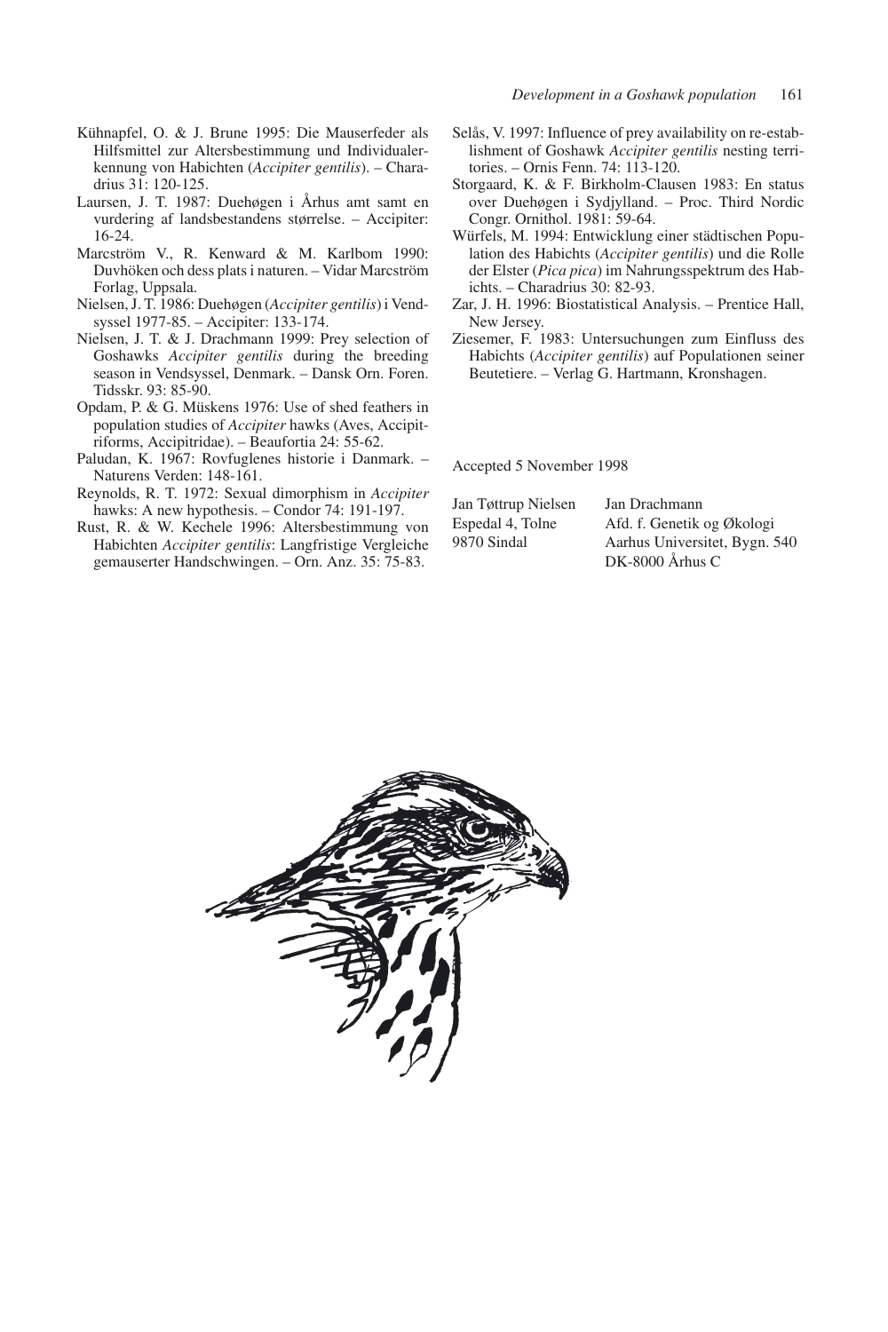Kühnapfel, O. & J. Brune 1995: Die Mauserfeder als Hilfsmittel zur Altersbestimmung und Individualerkennung von Habichten (*Accipiter gentilis*). – Charadrius 31: 120-125.

Laursen, J. T. 1987: Duehøgen i Århus amt samt en vurdering af landsbestandens størrelse. – Accipiter: 16-24.

Marcström V., R. Kenward & M. Karlbom 1990: Duvhöken och dess plats i naturen. – Vidar Marcström Forlag, Uppsala.

Nielsen, J. T. 1986: Duehøgen (*Accipiter gentilis*) i Vendsyssel 1977-85. – Accipiter: 133-174.

Nielsen, J. T. & J. Drachmann 1999: Prey selection of Goshawks *Accipiter gentilis* during the breeding season in Vendsyssel, Denmark. – Dansk Orn. Foren. Tidsskr. 93: 85-90.

Opdam, P. & G. Müskens 1976: Use of shed feathers in population studies of *Accipiter* hawks (Aves, Accipitriforms, Accipitridae). – Beaufortia 24: 55-62.

Paludan, K. 1967: Rovfuglenes historie i Danmark. – Naturens Verden: 148-161.

Reynolds, R. T. 1972: Sexual dimorphism in *Accipiter* hawks: A new hypothesis. – Condor 74: 191-197.

Rust, R. & W. Kechele 1996: Altersbestimmung von Habichten *Accipiter gentilis*: Langfristige Vergleiche gemauserter Handschwingen. – Orn. Anz. 35: 75-83.

Selås, V. 1997: Influence of prey availability on re-establishment of Goshawk *Accipiter gentilis* nesting territories. – Ornis Fenn. 74: 113-120.

Storgaard, K. & F. Birkholm-Clausen 1983: En status over Duehøgen i Sydjylland. – Proc. Third Nordic Congr. Ornithol. 1981: 59-64.

Würfels, M. 1994: Entwicklung einer städtischen Population des Habichts (*Accipiter gentilis*) und die Rolle der Elster (*Pica pica*) im Nahrungsspektrum des Habichts. – Charadrius 30: 82-93.

Zar, J. H. 1996: Biostatistical Analysis. – Prentice Hall, New Jersey.

Ziesemer, F. 1983: Untersuchungen zum Einfluss des Habichts (*Accipiter gentilis*) auf Populationen seiner Beutetiere. – Verlag G. Hartmann, Kronshagen.

Accepted 5 November 1998

Jan Tøttrup Nielsen
Espedal 4, Tolne
9870 Sindal

Jan Drachmann
Afd. f. Genetik og Økologi
Aarhus Universitet, Bygn. 540
DK-8000 Århus C